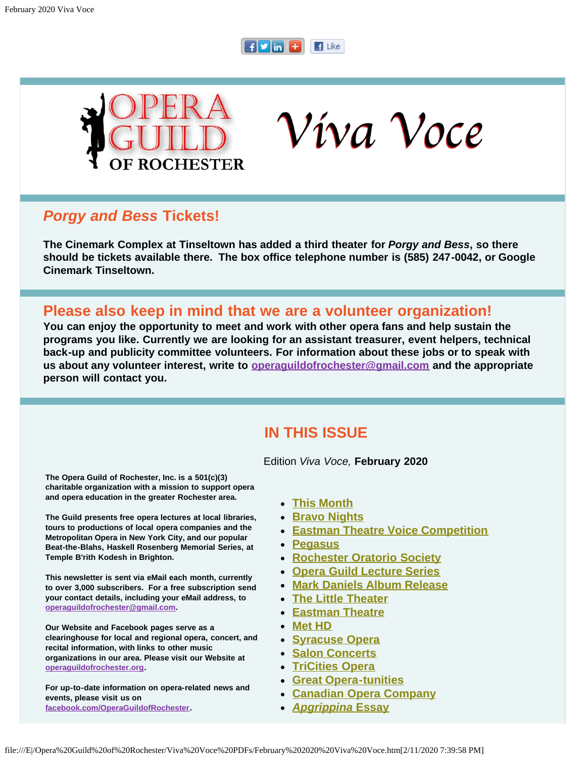# OPERA GUILD OF ROCHESTER — *Viva Voce*

## *Porgy and Bess* Tickets!

**The Cinemark Complex at Tinseltown has added a third theater for *Porgy and Bess*, so there should be tickets available there. The box office telephone number is (585) 247-0042, or Google Cinemark Tinseltown.**

## Please also keep in mind that we are a volunteer organization!

**You can enjoy the opportunity to meet and work with other opera fans and help sustain the programs you like. Currently we are looking for an assistant treasurer, event helpers, technical back-up and publicity committee volunteers. For information about these jobs or to speak with us about any volunteer interest, write to operaguildofrochester@gmail.com and the appropriate person will contact you.**

**The Opera Guild of Rochester, Inc. is a 501(c)(3) charitable organization with a mission to support opera and opera education in the greater Rochester area.**

**The Guild presents free opera lectures at local libraries, tours to productions of local opera companies and the Metropolitan Opera in New York City, and our popular Beat-the-Blahs, Haskell Rosenberg Memorial Series, at Temple B'rith Kodesh in Brighton.**

**This newsletter is sent via eMail each month, currently to over 3,000 subscribers. For a free subscription send your contact details, including your eMail address, to operaguildofrochester@gmail.com.**

**Our Website and Facebook pages serve as a clearinghouse for local and regional opera, concert, and recital information, with links to other music organizations in our area. Please visit our Website at operaguildofrochester.org.**

**For up-to-date information on opera-related news and events, please visit us on facebook.com/OperaGuildofRochester.**

## IN THIS ISSUE

Edition *Viva Voce,* **February 2020**

- This Month
- Bravo Nights
- Eastman Theatre Voice Competition
- Pegasus
- Rochester Oratorio Society
- Opera Guild Lecture Series
- Mark Daniels Album Release
- The Little Theater
- Eastman Theatre
- Met HD
- Syracuse Opera
- Salon Concerts
- TriCities Opera
- Great Opera-tunities
- Canadian Opera Company
- *Agrippina* Essay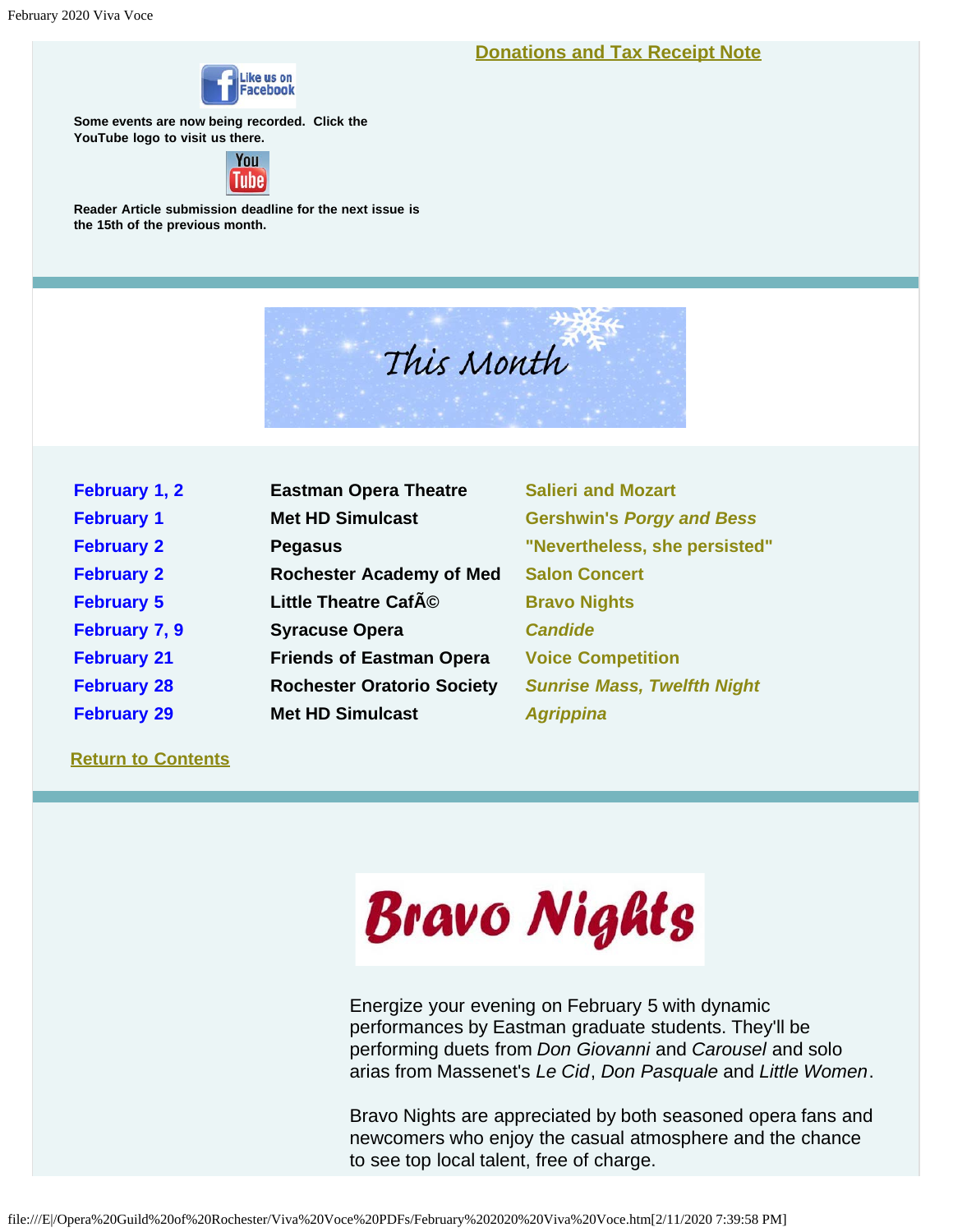**Donations and Tax Receipt Note**

Like us on Facebook

Some events are now being recorded. Click the YouTube logo to visit us there.

Reader Article submission deadline for the next issue is the 15th of the previous month.

# This Month

| | | |
|---|---|---|
| February 1, 2 | Eastman Opera Theatre | Salieri and Mozart |
| February 1 | Met HD Simulcast | Gershwin's *Porgy and Bess* |
| February 2 | Pegasus | "Nevertheless, she persisted" |
| February 2 | Rochester Academy of Med | Salon Concert |
| February 5 | Little Theatre CafÃ© | Bravo Nights |
| February 7, 9 | Syracuse Opera | *Candide* |
| February 21 | Friends of Eastman Opera | Voice Competition |
| February 28 | Rochester Oratorio Society | *Sunrise Mass, Twelfth Night* |
| February 29 | Met HD Simulcast | *Agrippina* |

**Return to Contents**

# Bravo Nights

Energize your evening on February 5 with dynamic performances by Eastman graduate students. They'll be performing duets from *Don Giovanni* and *Carousel* and solo arias from Massenet's *Le Cid*, *Don Pasquale* and *Little Women*.

Bravo Nights are appreciated by both seasoned opera fans and newcomers who enjoy the casual atmosphere and the chance to see top local talent, free of charge.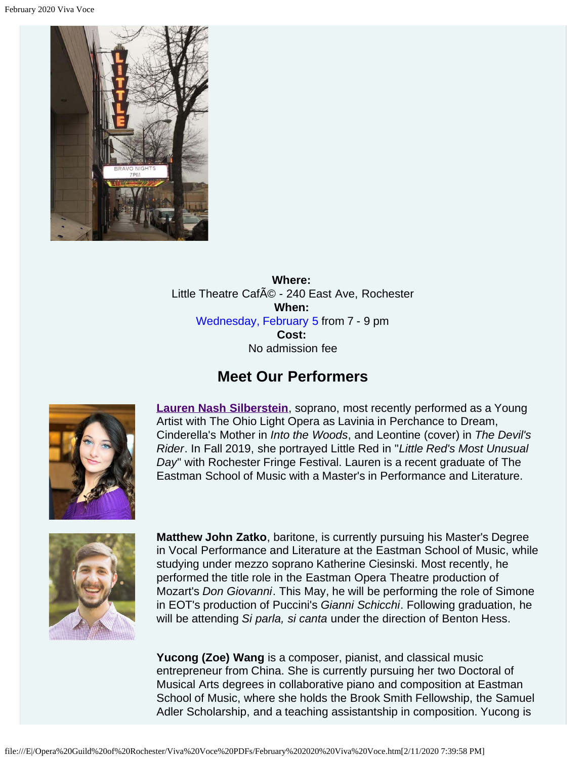**Where:**
Little Theatre CafÃ© - 240 East Ave, Rochester
**When:**
Wednesday, February 5 from 7 - 9 pm
**Cost:**
No admission fee

## Meet Our Performers

**Lauren Nash Silberstein**, soprano, most recently performed as a Young Artist with The Ohio Light Opera as Lavinia in Perchance to Dream, Cinderella's Mother in *Into the Woods*, and Leontine (cover) in *The Devil's Rider*. In Fall 2019, she portrayed Little Red in "*Little Red's Most Unusual Day*" with Rochester Fringe Festival. Lauren is a recent graduate of The Eastman School of Music with a Master's in Performance and Literature.

**Matthew John Zatko**, baritone, is currently pursuing his Master's Degree in Vocal Performance and Literature at the Eastman School of Music, while studying under mezzo soprano Katherine Ciesinski. Most recently, he performed the title role in the Eastman Opera Theatre production of Mozart's *Don Giovanni*. This May, he will be performing the role of Simone in EOT's production of Puccini's *Gianni Schicchi*. Following graduation, he will be attending *Si parla, si canta* under the direction of Benton Hess.

**Yucong (Zoe) Wang** is a composer, pianist, and classical music entrepreneur from China. She is currently pursuing her two Doctoral of Musical Arts degrees in collaborative piano and composition at Eastman School of Music, where she holds the Brook Smith Fellowship, the Samuel Adler Scholarship, and a teaching assistantship in composition. Yucong is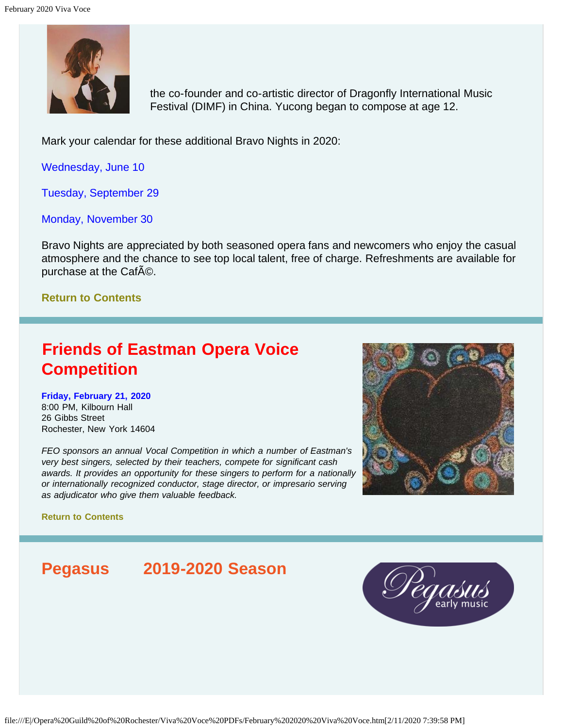the co-founder and co-artistic director of Dragonfly International Music Festival (DIMF) in China. Yucong began to compose at age 12.

Mark your calendar for these additional Bravo Nights in 2020:

Wednesday, June 10

Tuesday, September 29

Monday, November 30

Bravo Nights are appreciated by both seasoned opera fans and newcomers who enjoy the casual atmosphere and the chance to see top local talent, free of charge. Refreshments are available for purchase at the CafÃ©.

**Return to Contents**

## Friends of Eastman Opera Voice Competition

**Friday, February 21, 2020**
8:00 PM, Kilbourn Hall
26 Gibbs Street
Rochester, New York 14604

*FEO sponsors an annual Vocal Competition in which a number of Eastman's very best singers, selected by their teachers, compete for significant cash awards. It provides an opportunity for these singers to perform for a nationally or internationally recognized conductor, stage director, or impresario serving as adjudicator who give them valuable feedback.*

**Return to Contents**

## Pegasus 2019-2020 Season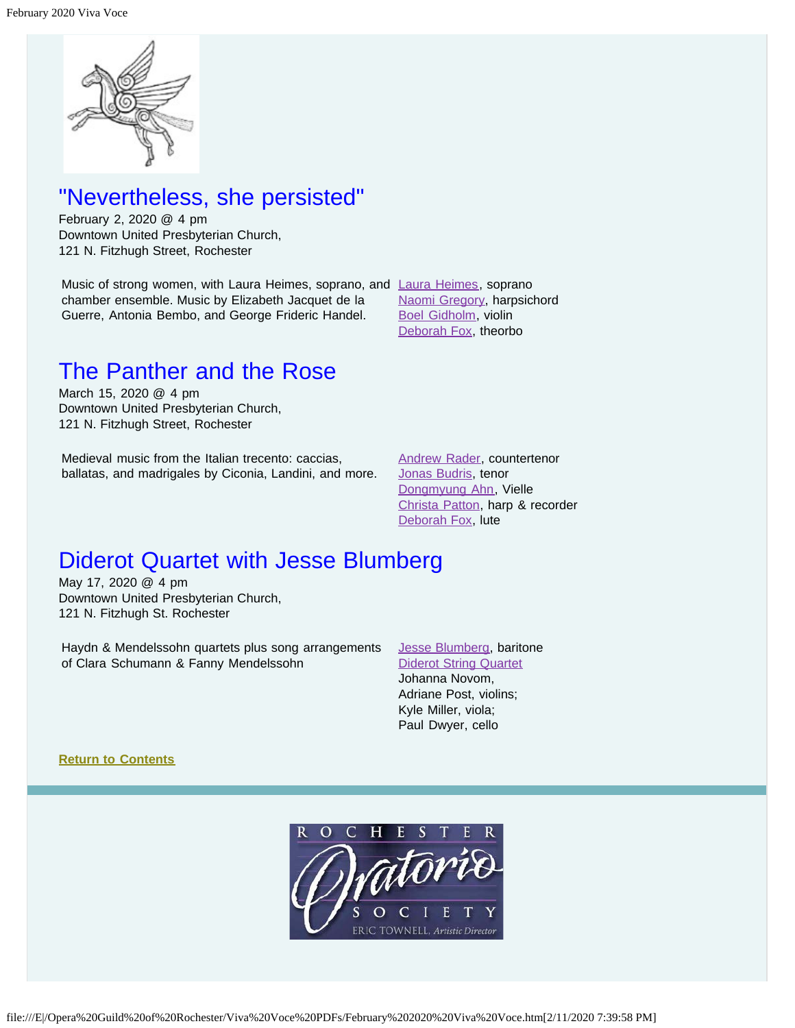## "Nevertheless, she persisted"

February 2, 2020 @ 4 pm
Downtown United Presbyterian Church,
121 N. Fitzhugh Street, Rochester

Music of strong women, with Laura Heimes, soprano, and chamber ensemble. Music by Elizabeth Jacquet de la Guerre, Antonia Bembo, and George Frideric Handel.

Laura Heimes, soprano
Naomi Gregory, harpsichord
Boel Gidholm, violin
Deborah Fox, theorbo

## The Panther and the Rose

March 15, 2020 @ 4 pm
Downtown United Presbyterian Church,
121 N. Fitzhugh Street, Rochester

Medieval music from the Italian trecento: caccias, ballatas, and madrigales by Ciconia, Landini, and more.

Andrew Rader, countertenor
Jonas Budris, tenor
Dongmyung Ahn, Vielle
Christa Patton, harp & recorder
Deborah Fox, lute

## Diderot Quartet with Jesse Blumberg

May 17, 2020 @ 4 pm
Downtown United Presbyterian Church,
121 N. Fitzhugh St. Rochester

Haydn & Mendelssohn quartets plus song arrangements of Clara Schumann & Fanny Mendelssohn

Jesse Blumberg, baritone
Diderot String Quartet
Johanna Novom,
Adriane Post, violins;
Kyle Miller, viola;
Paul Dwyer, cello

**Return to Contents**

ROCHESTER Oratorio SOCIETY
ERIC TOWNELL, Artistic Director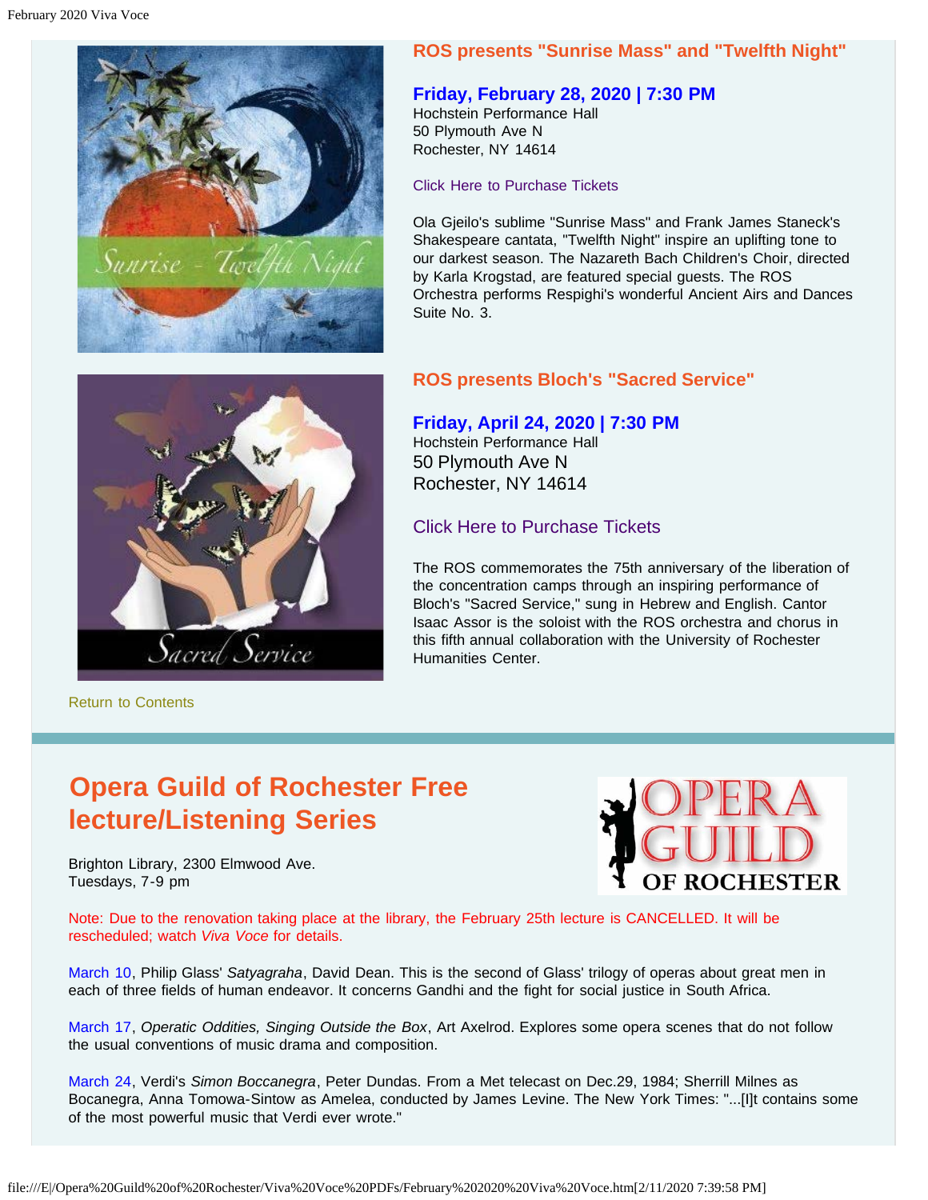## ROS presents "Sunrise Mass" and "Twelfth Night"

### Friday, February 28, 2020 | 7:30 PM

Hochstein Performance Hall
50 Plymouth Ave N
Rochester, NY 14614

Click Here to Purchase Tickets

Ola Gjeilo's sublime "Sunrise Mass" and Frank James Staneck's Shakespeare cantata, "Twelfth Night" inspire an uplifting tone to our darkest season. The Nazareth Bach Children's Choir, directed by Karla Krogstad, are featured special guests. The ROS Orchestra performs Respighi's wonderful Ancient Airs and Dances Suite No. 3.

## ROS presents Bloch's "Sacred Service"

### Friday, April 24, 2020 | 7:30 PM

Hochstein Performance Hall
50 Plymouth Ave N
Rochester, NY 14614

Click Here to Purchase Tickets

The ROS commemorates the 75th anniversary of the liberation of the concentration camps through an inspiring performance of Bloch's "Sacred Service," sung in Hebrew and English. Cantor Isaac Assor is the soloist with the ROS orchestra and chorus in this fifth annual collaboration with the University of Rochester Humanities Center.

Return to Contents

---

# Opera Guild of Rochester Free lecture/Listening Series

Brighton Library, 2300 Elmwood Ave.
Tuesdays, 7-9 pm

Note: Due to the renovation taking place at the library, the February 25th lecture is CANCELLED. It will be rescheduled; watch *Viva Voce* for details.

March 10, Philip Glass' *Satyagraha*, David Dean. This is the second of Glass' trilogy of operas about great men in each of three fields of human endeavor. It concerns Gandhi and the fight for social justice in South Africa.

March 17, *Operatic Oddities, Singing Outside the Box*, Art Axelrod. Explores some opera scenes that do not follow the usual conventions of music drama and composition.

March 24, Verdi's *Simon Boccanegra*, Peter Dundas. From a Met telecast on Dec.29, 1984; Sherrill Milnes as Bocanegra, Anna Tomowa-Sintow as Amelea, conducted by James Levine. The New York Times: "...[I]t contains some of the most powerful music that Verdi ever wrote."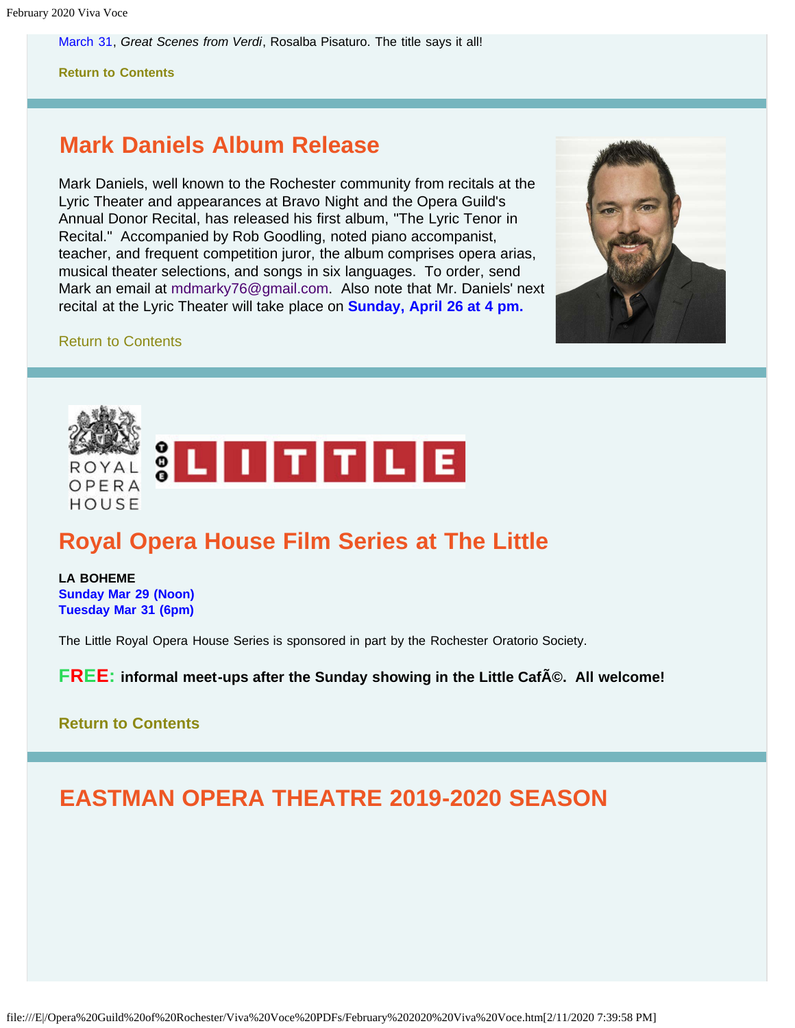March 31, *Great Scenes from Verdi*, Rosalba Pisaturo. The title says it all!

**Return to Contents**

## Mark Daniels Album Release

Mark Daniels, well known to the Rochester community from recitals at the Lyric Theater and appearances at Bravo Night and the Opera Guild's Annual Donor Recital, has released his first album, "The Lyric Tenor in Recital." Accompanied by Rob Goodling, noted piano accompanist, teacher, and frequent competition juror, the album comprises opera arias, musical theater selections, and songs in six languages. To order, send Mark an email at mdmarky76@gmail.com. Also note that Mr. Daniels' next recital at the Lyric Theater will take place on **Sunday, April 26 at 4 pm.**

Return to Contents

## Royal Opera House Film Series at The Little

**LA BOHEME**
**Sunday Mar 29 (Noon)**
**Tuesday Mar 31 (6pm)**

The Little Royal Opera House Series is sponsored in part by the Rochester Oratorio Society.

**FREE: informal meet-ups after the Sunday showing in the Little CafÃ©. All welcome!**

**Return to Contents**

## EASTMAN OPERA THEATRE 2019-2020 SEASON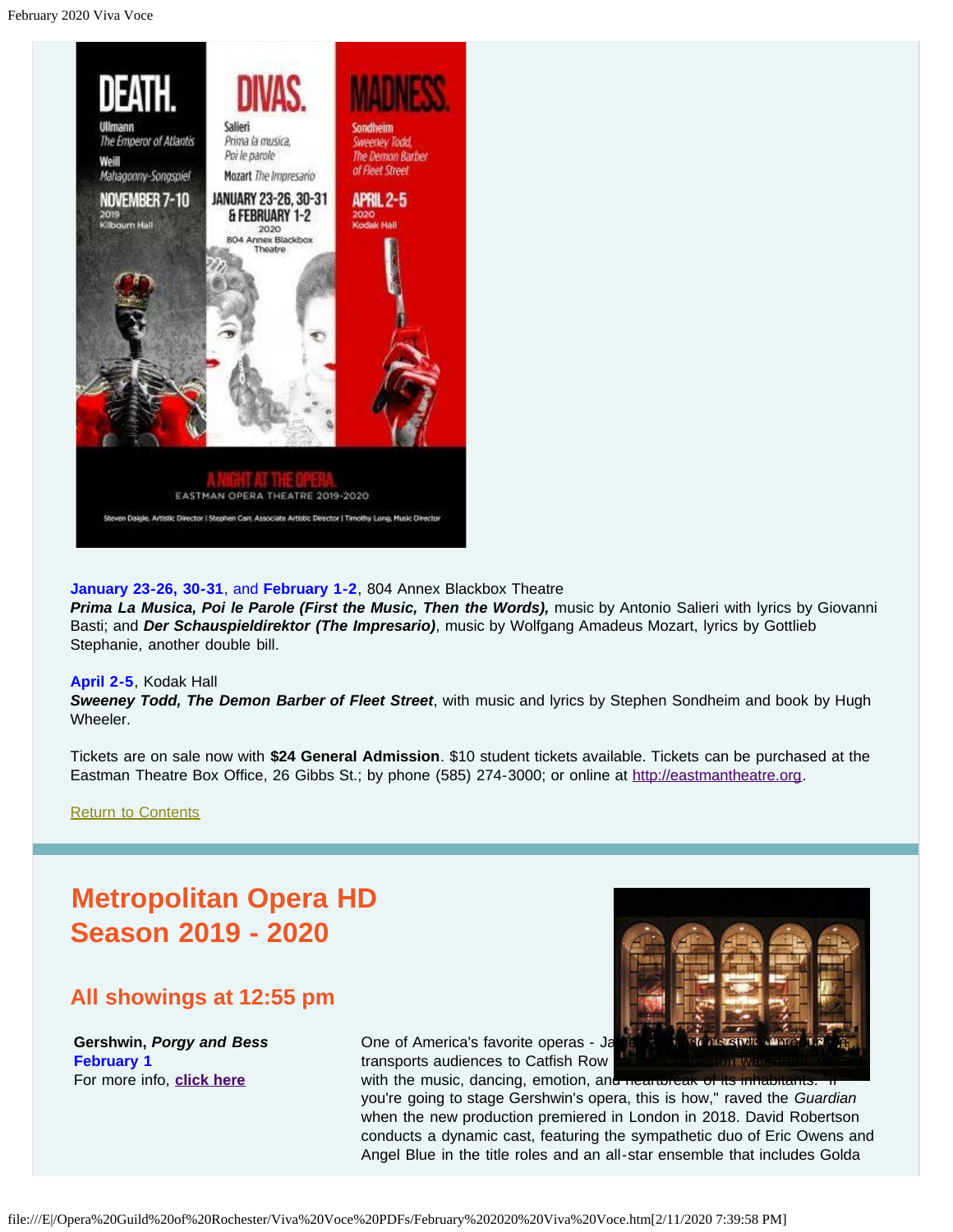**January 23-26, 30-31**, and **February 1-2**, 804 Annex Blackbox Theatre
***Prima La Musica, Poi le Parole (First the Music, Then the Words),*** music by Antonio Salieri with lyrics by Giovanni Basti; and ***Der Schauspieldirektor (The Impresario)***, music by Wolfgang Amadeus Mozart, lyrics by Gottlieb Stephanie, another double bill.

**April 2-5**, Kodak Hall
***Sweeney Todd, The Demon Barber of Fleet Street***, with music and lyrics by Stephen Sondheim and book by Hugh Wheeler.

Tickets are on sale now with **$24 General Admission**. $10 student tickets available. Tickets can be purchased at the Eastman Theatre Box Office, 26 Gibbs St.; by phone (585) 274-3000; or online at http://eastmantheatre.org.

Return to Contents

# Metropolitan Opera HD Season 2019 - 2020

## All showings at 12:55 pm

**Gershwin, *Porgy and Bess***
**February 1**
For more info, **click here**

One of America's favorite operas - James Robinson's stylish production transports audiences to Catfish Row on the Charleston waterfront, with the music, dancing, emotion, and heartbreak of its inhabitants. "If you're going to stage Gershwin's opera, this is how," raved the *Guardian* when the new production premiered in London in 2018. David Robertson conducts a dynamic cast, featuring the sympathetic duo of Eric Owens and Angel Blue in the title roles and an all-star ensemble that includes Golda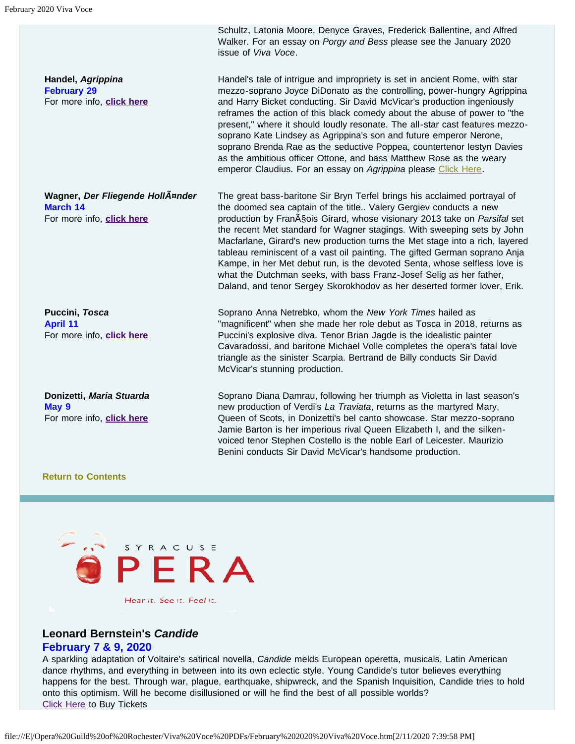Schultz, Latonia Moore, Denyce Graves, Frederick Ballentine, and Alfred Walker. For an essay on *Porgy and Bess* please see the January 2020 issue of *Viva Voce*.

**Handel, *Agrippina***
**February 29**
For more info, **click here**

Handel's tale of intrigue and impropriety is set in ancient Rome, with star mezzo-soprano Joyce DiDonato as the controlling, power-hungry Agrippina and Harry Bicket conducting. Sir David McVicar's production ingeniously reframes the action of this black comedy about the abuse of power to "the present," where it should loudly resonate. The all-star cast features mezzo-soprano Kate Lindsey as Agrippina's son and future emperor Nerone, soprano Brenda Rae as the seductive Poppea, countertenor Iestyn Davies as the ambitious officer Ottone, and bass Matthew Rose as the weary emperor Claudius. For an essay on *Agrippina* please Click Here.

**Wagner, *Der Fliegende HollÃ¤nder***
**March 14**
For more info, **click here**

The great bass-baritone Sir Bryn Terfel brings his acclaimed portrayal of the doomed sea captain of the title.. Valery Gergiev conducts a new production by FranÃ§ois Girard, whose visionary 2013 take on *Parsifal* set the recent Met standard for Wagner stagings. With sweeping sets by John Macfarlane, Girard's new production turns the Met stage into a rich, layered tableau reminiscent of a vast oil painting. The gifted German soprano Anja Kampe, in her Met debut run, is the devoted Senta, whose selfless love is what the Dutchman seeks, with bass Franz-Josef Selig as her father, Daland, and tenor Sergey Skorokhodov as her deserted former lover, Erik.

**Puccini, *Tosca***
**April 11**
For more info, **click here**

Soprano Anna Netrebko, whom the *New York Times* hailed as "magnificent" when she made her role debut as Tosca in 2018, returns as Puccini's explosive diva. Tenor Brian Jagde is the idealistic painter Cavaradossi, and baritone Michael Volle completes the opera's fatal love triangle as the sinister Scarpia. Bertrand de Billy conducts Sir David McVicar's stunning production.

**Donizetti, *Maria Stuarda***
**May 9**
For more info, **click here**

Soprano Diana Damrau, following her triumph as Violetta in last season's new production of Verdi's *La Traviata*, returns as the martyred Mary, Queen of Scots, in Donizetti's bel canto showcase. Star mezzo-soprano Jamie Barton is her imperious rival Queen Elizabeth I, and the silken-voiced tenor Stephen Costello is the noble Earl of Leicester. Maurizio Benini conducts Sir David McVicar's handsome production.

**Return to Contents**

SYRACUSE OPERA
Hear it. See it. Feel it.

## Leonard Bernstein's *Candide*

### February 7 & 9, 2020

A sparkling adaptation of Voltaire's satirical novella, *Candide* melds European operetta, musicals, Latin American dance rhythms, and everything in between into its own eclectic style. Young Candide's tutor believes everything happens for the best. Through war, plague, earthquake, shipwreck, and the Spanish Inquisition, Candide tries to hold onto this optimism. Will he become disillusioned or will he find the best of all possible worlds?
Click Here to Buy Tickets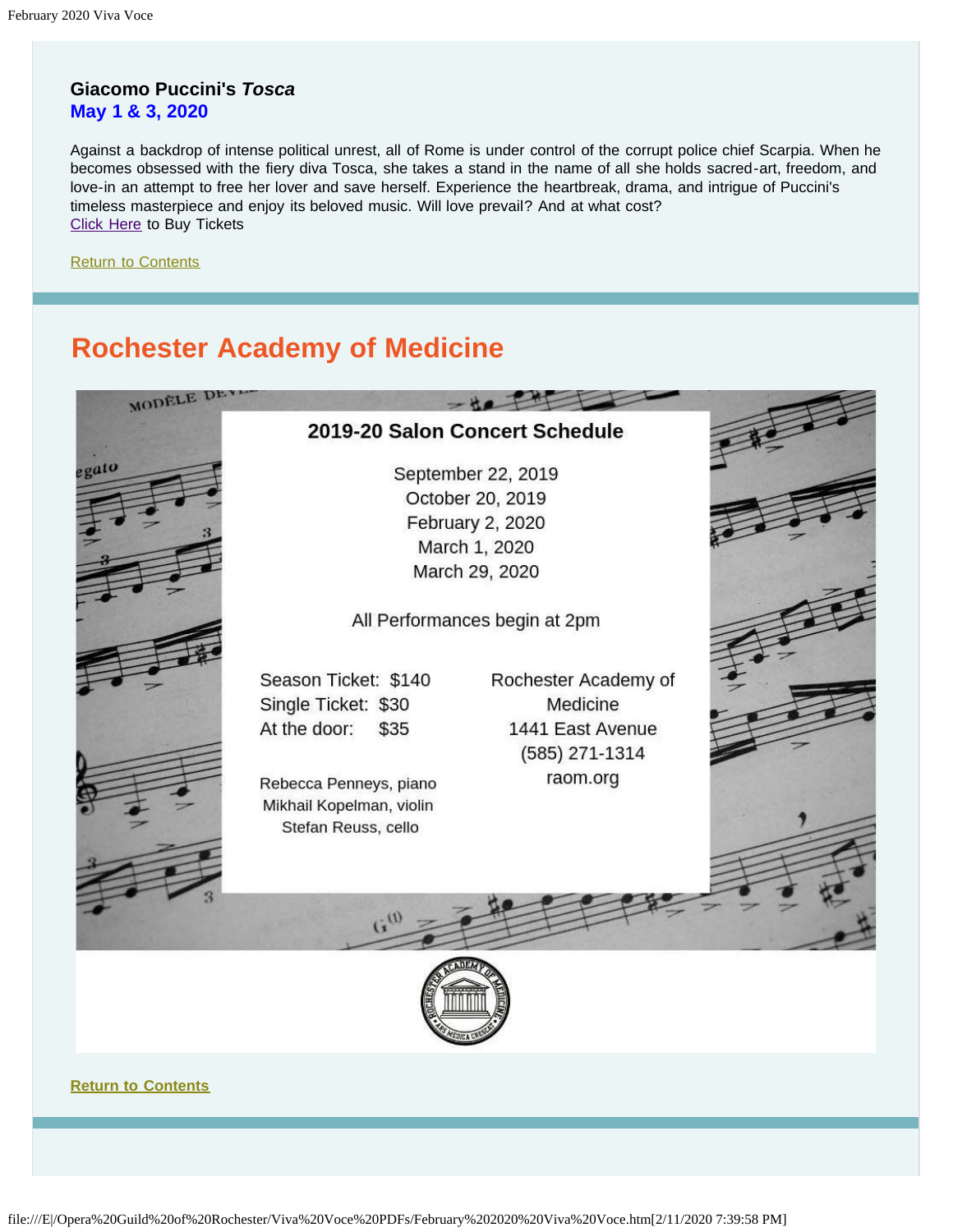### Giacomo Puccini's *Tosca*
**May 1 & 3, 2020**

Against a backdrop of intense political unrest, all of Rome is under control of the corrupt police chief Scarpia. When he becomes obsessed with the fiery diva Tosca, she takes a stand in the name of all she holds sacred-art, freedom, and love-in an attempt to free her lover and save herself. Experience the heartbreak, drama, and intrigue of Puccini's timeless masterpiece and enjoy its beloved music. Will love prevail? And at what cost?
Click Here to Buy Tickets

Return to Contents

## Rochester Academy of Medicine

**2019-20 Salon Concert Schedule**

September 22, 2019
October 20, 2019
February 2, 2020
March 1, 2020
March 29, 2020

All Performances begin at 2pm

Season Ticket: $140
Single Ticket: $30
At the door: $35

Rebecca Penneys, piano
Mikhail Kopelman, violin
Stefan Reuss, cello

Rochester Academy of Medicine
1441 East Avenue
(585) 271-1314
raom.org

**Return to Contents**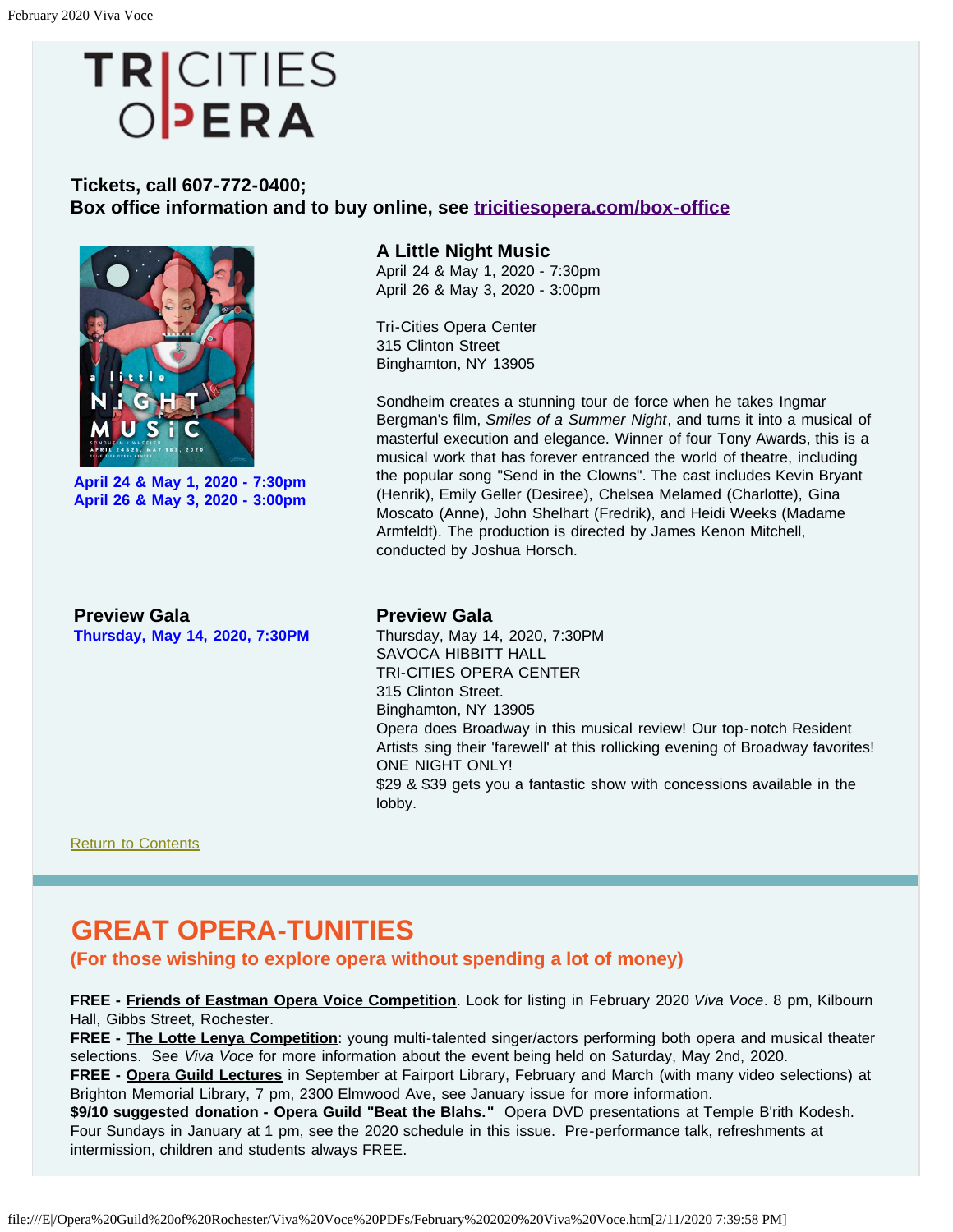# TRI CITIES OPERA

**Tickets, call 607-772-0400;**
**Box office information and to buy online, see tricitiesopera.com/box-office**

**April 24 & May 1, 2020 - 7:30pm**
**April 26 & May 3, 2020 - 3:00pm**

### A Little Night Music

April 24 & May 1, 2020 - 7:30pm
April 26 & May 3, 2020 - 3:00pm

Tri-Cities Opera Center
315 Clinton Street
Binghamton, NY 13905

Sondheim creates a stunning tour de force when he takes Ingmar Bergman's film, *Smiles of a Summer Night*, and turns it into a musical of masterful execution and elegance. Winner of four Tony Awards, this is a musical work that has forever entranced the world of theatre, including the popular song "Send in the Clowns". The cast includes Kevin Bryant (Henrik), Emily Geller (Desiree), Chelsea Melamed (Charlotte), Gina Moscato (Anne), John Shelhart (Fredrik), and Heidi Weeks (Madame Armfeldt). The production is directed by James Kenon Mitchell, conducted by Joshua Horsch.

**Preview Gala**
**Thursday, May 14, 2020, 7:30PM**

### Preview Gala

Thursday, May 14, 2020, 7:30PM
SAVOCA HIBBITT HALL
TRI-CITIES OPERA CENTER
315 Clinton Street.
Binghamton, NY 13905
Opera does Broadway in this musical review! Our top-notch Resident Artists sing their 'farewell' at this rollicking evening of Broadway favorites!
ONE NIGHT ONLY!
$29 & $39 gets you a fantastic show with concessions available in the lobby.

Return to Contents

## GREAT OPERA-TUNITIES

**(For those wishing to explore opera without spending a lot of money)**

**FREE - Friends of Eastman Opera Voice Competition**. Look for listing in February 2020 *Viva Voce*. 8 pm, Kilbourn Hall, Gibbs Street, Rochester.
**FREE - The Lotte Lenya Competition**: young multi-talented singer/actors performing both opera and musical theater selections. See *Viva Voce* for more information about the event being held on Saturday, May 2nd, 2020.
**FREE - Opera Guild Lectures** in September at Fairport Library, February and March (with many video selections) at Brighton Memorial Library, 7 pm, 2300 Elmwood Ave, see January issue for more information.
**$9/10 suggested donation - Opera Guild "Beat the Blahs."** Opera DVD presentations at Temple B'rith Kodesh. Four Sundays in January at 1 pm, see the 2020 schedule in this issue. Pre-performance talk, refreshments at intermission, children and students always FREE.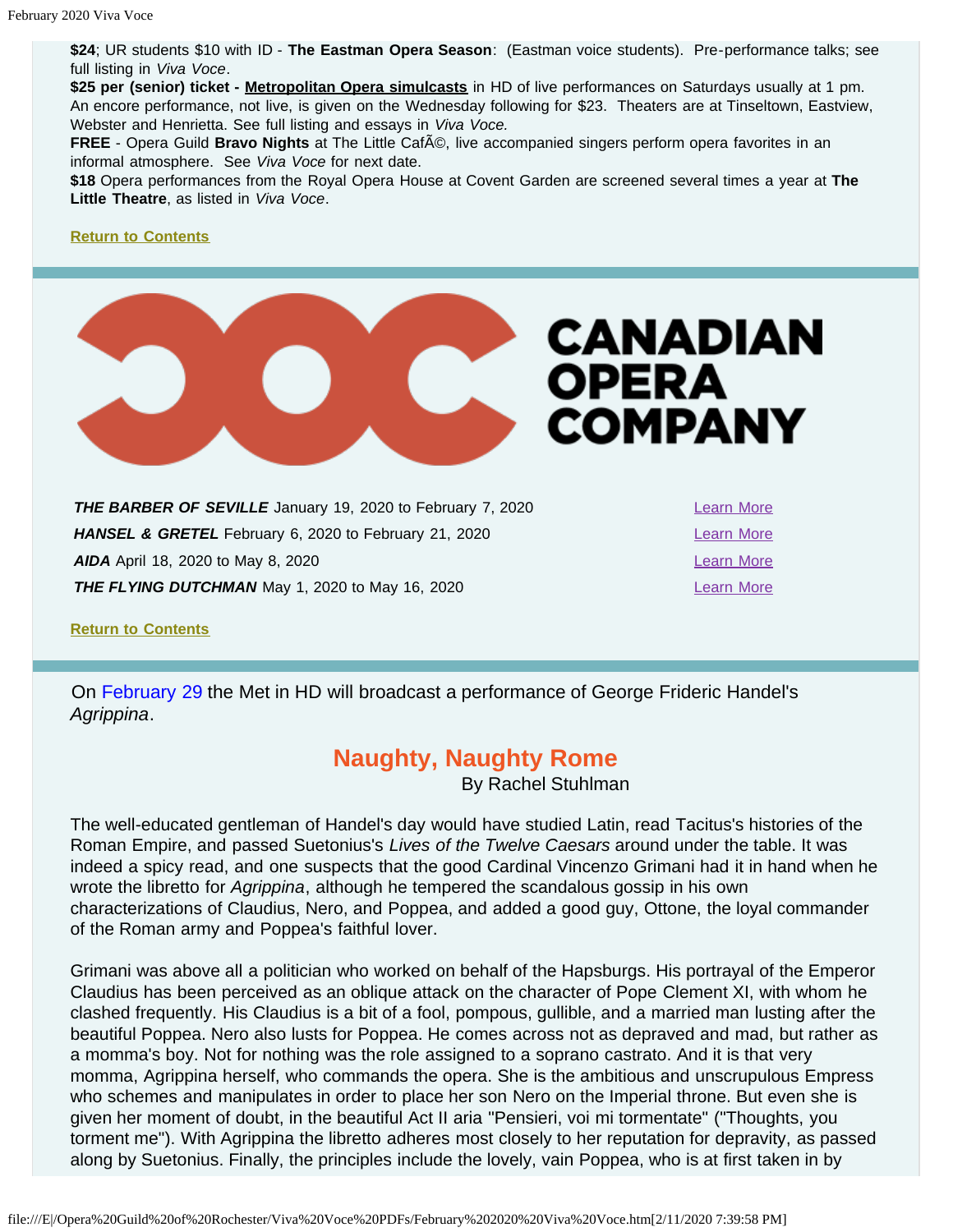**$24**; UR students $10 with ID - **The Eastman Opera Season**: (Eastman voice students). Pre-performance talks; see full listing in *Viva Voce*.
**$25 per (senior) ticket - Metropolitan Opera simulcasts** in HD of live performances on Saturdays usually at 1 pm. An encore performance, not live, is given on the Wednesday following for $23. Theaters are at Tinseltown, Eastview, Webster and Henrietta. See full listing and essays in *Viva Voce.*
**FREE** - Opera Guild **Bravo Nights** at The Little CafÃ©, live accompanied singers perform opera favorites in an informal atmosphere. See *Viva Voce* for next date.
**$18** Opera performances from the Royal Opera House at Covent Garden are screened several times a year at **The Little Theatre**, as listed in *Viva Voce*.

**Return to Contents**

CANADIAN OPERA COMPANY

| | |
|---|---|
| ***THE BARBER OF SEVILLE*** January 19, 2020 to February 7, 2020 | Learn More |
| ***HANSEL & GRETEL*** February 6, 2020 to February 21, 2020 | Learn More |
| ***AIDA*** April 18, 2020 to May 8, 2020 | Learn More |
| ***THE FLYING DUTCHMAN*** May 1, 2020 to May 16, 2020 | Learn More |

**Return to Contents**

On February 29 the Met in HD will broadcast a performance of George Frideric Handel's *Agrippina*.

## Naughty, Naughty Rome

By Rachel Stuhlman

The well-educated gentleman of Handel's day would have studied Latin, read Tacitus's histories of the Roman Empire, and passed Suetonius's *Lives of the Twelve Caesars* around under the table. It was indeed a spicy read, and one suspects that the good Cardinal Vincenzo Grimani had it in hand when he wrote the libretto for *Agrippina*, although he tempered the scandalous gossip in his own characterizations of Claudius, Nero, and Poppea, and added a good guy, Ottone, the loyal commander of the Roman army and Poppea's faithful lover.

Grimani was above all a politician who worked on behalf of the Hapsburgs. His portrayal of the Emperor Claudius has been perceived as an oblique attack on the character of Pope Clement XI, with whom he clashed frequently. His Claudius is a bit of a fool, pompous, gullible, and a married man lusting after the beautiful Poppea. Nero also lusts for Poppea. He comes across not as depraved and mad, but rather as a momma's boy. Not for nothing was the role assigned to a soprano castrato. And it is that very momma, Agrippina herself, who commands the opera. She is the ambitious and unscrupulous Empress who schemes and manipulates in order to place her son Nero on the Imperial throne. But even she is given her moment of doubt, in the beautiful Act II aria "Pensieri, voi mi tormentate" ("Thoughts, you torment me"). With Agrippina the libretto adheres most closely to her reputation for depravity, as passed along by Suetonius. Finally, the principles include the lovely, vain Poppea, who is at first taken in by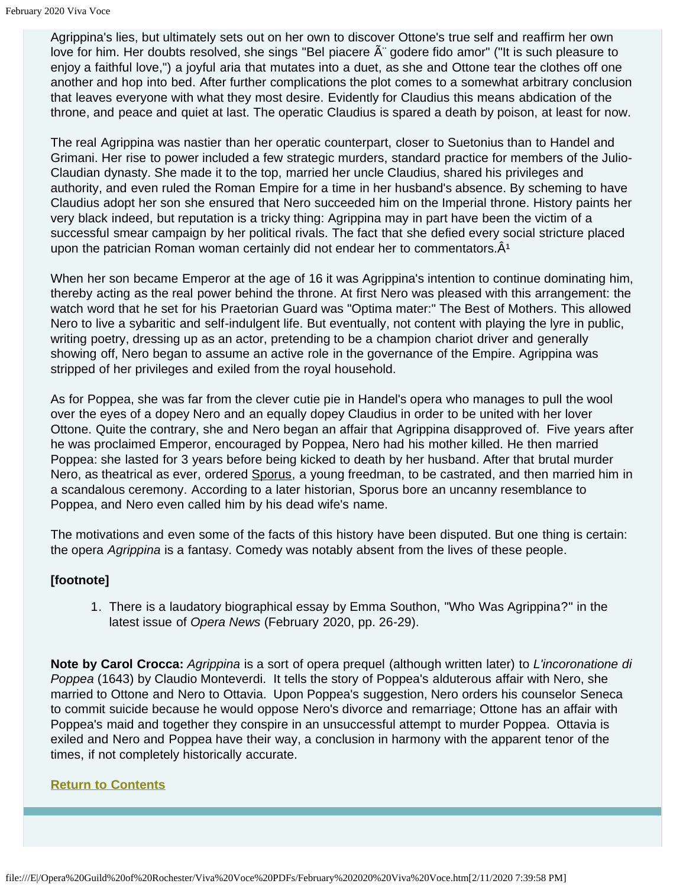Agrippina's lies, but ultimately sets out on her own to discover Ottone's true self and reaffirm her own love for him. Her doubts resolved, she sings "Bel piacere Ã¨ godere fido amor" ("It is such pleasure to enjoy a faithful love,") a joyful aria that mutates into a duet, as she and Ottone tear the clothes off one another and hop into bed. After further complications the plot comes to a somewhat arbitrary conclusion that leaves everyone with what they most desire. Evidently for Claudius this means abdication of the throne, and peace and quiet at last. The operatic Claudius is spared a death by poison, at least for now.

The real Agrippina was nastier than her operatic counterpart, closer to Suetonius than to Handel and Grimani. Her rise to power included a few strategic murders, standard practice for members of the Julio-Claudian dynasty. She made it to the top, married her uncle Claudius, shared his privileges and authority, and even ruled the Roman Empire for a time in her husband's absence. By scheming to have Claudius adopt her son she ensured that Nero succeeded him on the Imperial throne. History paints her very black indeed, but reputation is a tricky thing: Agrippina may in part have been the victim of a successful smear campaign by her political rivals. The fact that she defied every social stricture placed upon the patrician Roman woman certainly did not endear her to commentators.Â[1]

When her son became Emperor at the age of 16 it was Agrippina's intention to continue dominating him, thereby acting as the real power behind the throne. At first Nero was pleased with this arrangement: the watch word that he set for his Praetorian Guard was "Optima mater:" The Best of Mothers. This allowed Nero to live a sybaritic and self-indulgent life. But eventually, not content with playing the lyre in public, writing poetry, dressing up as an actor, pretending to be a champion chariot driver and generally showing off, Nero began to assume an active role in the governance of the Empire. Agrippina was stripped of her privileges and exiled from the royal household.

As for Poppea, she was far from the clever cutie pie in Handel's opera who manages to pull the wool over the eyes of a dopey Nero and an equally dopey Claudius in order to be united with her lover Ottone. Quite the contrary, she and Nero began an affair that Agrippina disapproved of. Five years after he was proclaimed Emperor, encouraged by Poppea, Nero had his mother killed. He then married Poppea: she lasted for 3 years before being kicked to death by her husband. After that brutal murder Nero, as theatrical as ever, ordered Sporus, a young freedman, to be castrated, and then married him in a scandalous ceremony. According to a later historian, Sporus bore an uncanny resemblance to Poppea, and Nero even called him by his dead wife's name.

The motivations and even some of the facts of this history have been disputed. But one thing is certain: the opera *Agrippina* is a fantasy. Comedy was notably absent from the lives of these people.

**[footnote]**

1. There is a laudatory biographical essay by Emma Southon, "Who Was Agrippina?" in the latest issue of *Opera News* (February 2020, pp. 26-29).

**Note by Carol Crocca:** *Agrippina* is a sort of opera prequel (although written later) to *L'incoronatione di Poppea* (1643) by Claudio Monteverdi. It tells the story of Poppea's alduterous affair with Nero, she married to Ottone and Nero to Ottavia. Upon Poppea's suggestion, Nero orders his counselor Seneca to commit suicide because he would oppose Nero's divorce and remarriage; Ottone has an affair with Poppea's maid and together they conspire in an unsuccessful attempt to murder Poppea. Ottavia is exiled and Nero and Poppea have their way, a conclusion in harmony with the apparent tenor of the times, if not completely historically accurate.

**Return to Contents**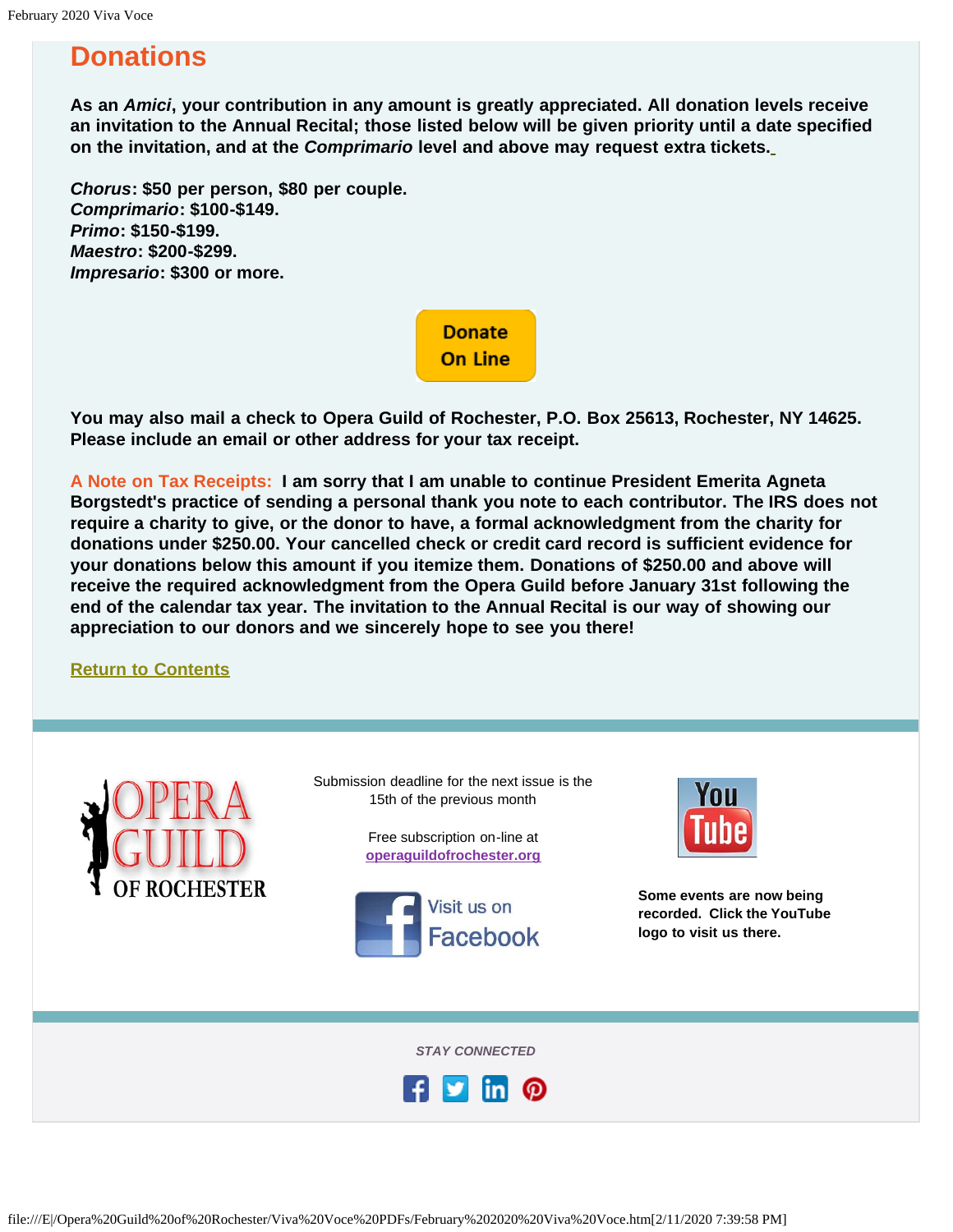## Donations

**As an *Amici*, your contribution in any amount is greatly appreciated. All donation levels receive an invitation to the Annual Recital; those listed below will be given priority until a date specified on the invitation, and at the *Comprimario* level and above may request extra tickets.**

***Chorus*: $50 per person, $80 per couple.**
***Comprimario*: $100-$149.**
***Primo*: $150-$199.**
***Maestro*: $200-$299.**
***Impresario*: $300 or more.**

Donate On Line

**You may also mail a check to Opera Guild of Rochester, P.O. Box 25613, Rochester, NY 14625. Please include an email or other address for your tax receipt.**

**A Note on Tax Receipts: I am sorry that I am unable to continue President Emerita Agneta Borgstedt's practice of sending a personal thank you note to each contributor. The IRS does not require a charity to give, or the donor to have, a formal acknowledgment from the charity for donations under $250.00. Your cancelled check or credit card record is sufficient evidence for your donations below this amount if you itemize them. Donations of $250.00 and above will receive the required acknowledgment from the Opera Guild before January 31st following the end of the calendar tax year. The invitation to the Annual Recital is our way of showing our appreciation to our donors and we sincerely hope to see you there!**

**Return to Contents**

OPERA GUILD OF ROCHESTER

Submission deadline for the next issue is the 15th of the previous month

Free subscription on-line at
**operaguildofrochester.org**

Visit us on Facebook

You Tube

**Some events are now being recorded. Click the YouTube logo to visit us there.**

*STAY CONNECTED*